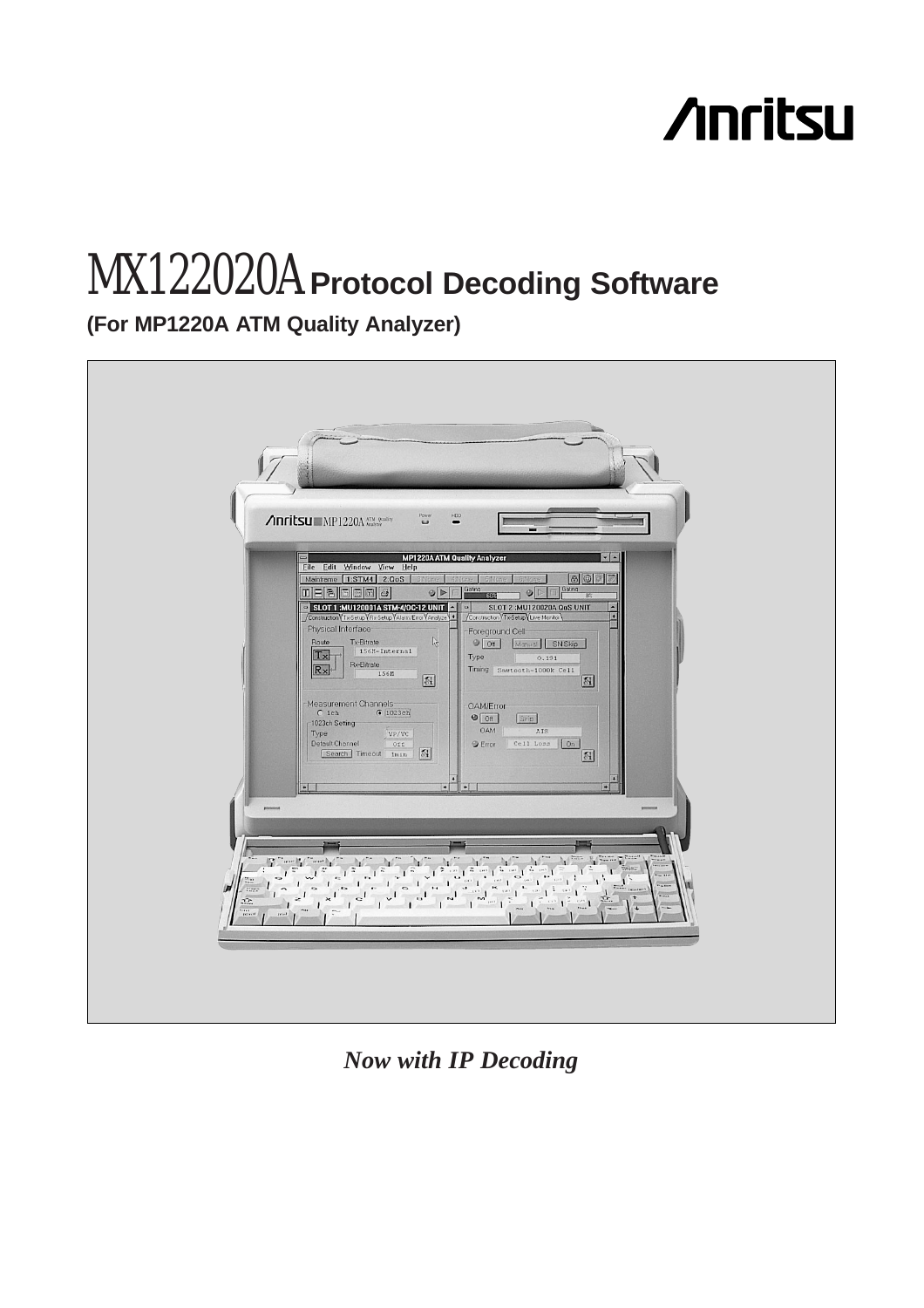Anritsu

# MX122020A Protocol Decoding Software

**(For MP1220A ATM Quality Analyzer)**

*Now with IP Decoding*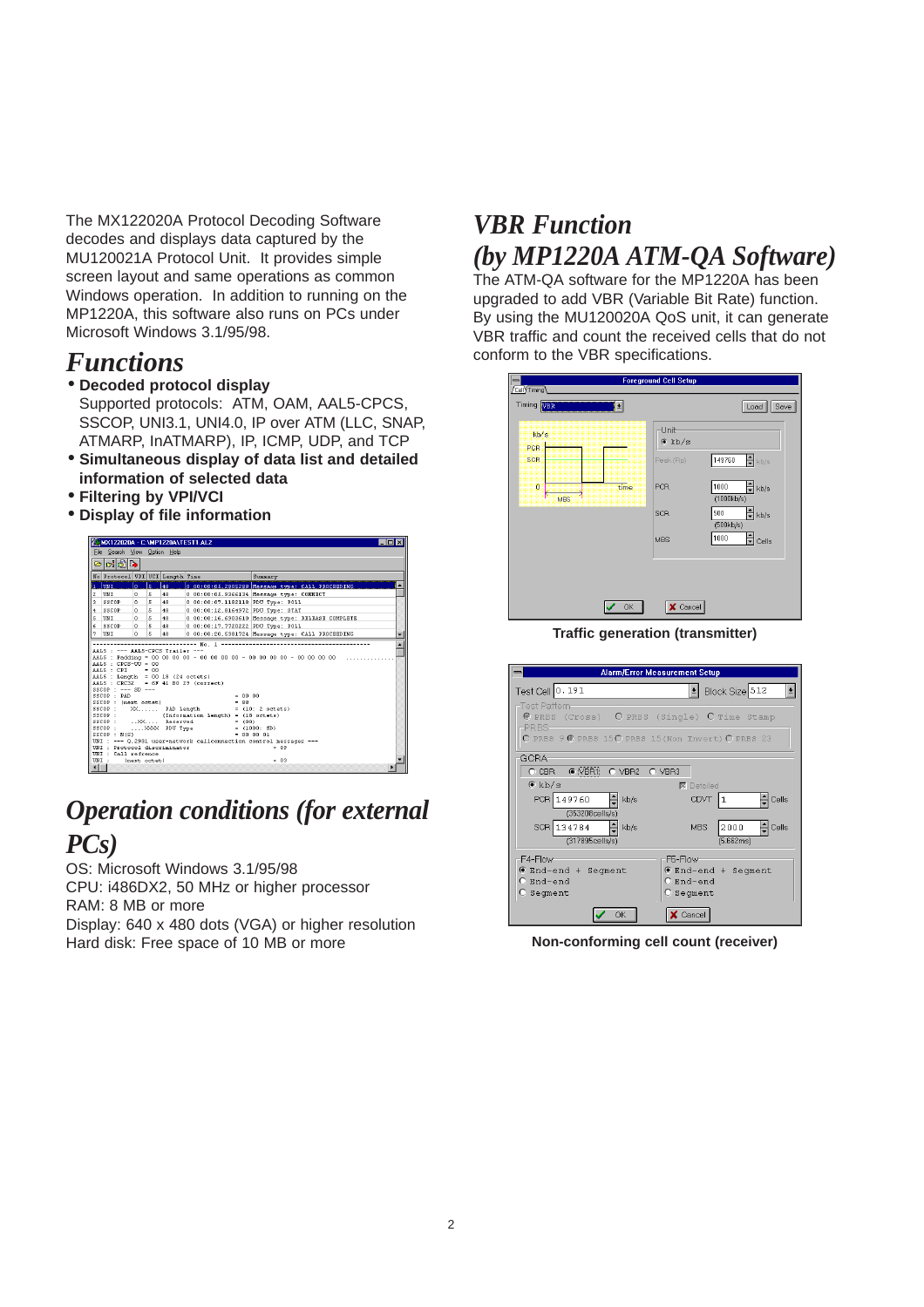The MX122020A Protocol Decoding Software decodes and displays data captured by the MU120021A Protocol Unit. It provides simple screen layout and same operations as common Windows operation. In addition to running on the MP1220A, this software also runs on PCs under Microsoft Windows 3.1/95/98.

## *Functions*

- **Decoded protocol display**
  Supported protocols: ATM, OAM, AAL5-CPCS, SSCOP, UNI3.1, UNI4.0, IP over ATM (LLC, SNAP, ATMARP, InATMARP), IP, ICMP, UDP, and TCP
- **Simultaneous display of data list and detailed information of selected data**
- **Filtering by VPI/VCI**
- **Display of file information**

## *Operation conditions (for external PCs)*

OS: Microsoft Windows 3.1/95/98
CPU: i486DX2, 50 MHz or higher processor
RAM: 8 MB or more
Display: 640 x 480 dots (VGA) or higher resolution
Hard disk: Free space of 10 MB or more

## *VBR Function (by MP1220A ATM-QA Software)*

The ATM-QA software for the MP1220A has been upgraded to add VBR (Variable Bit Rate) function. By using the MU120020A QoS unit, it can generate VBR traffic and count the received cells that do not conform to the VBR specifications.

**Traffic generation (transmitter)**

**Non-conforming cell count (receiver)**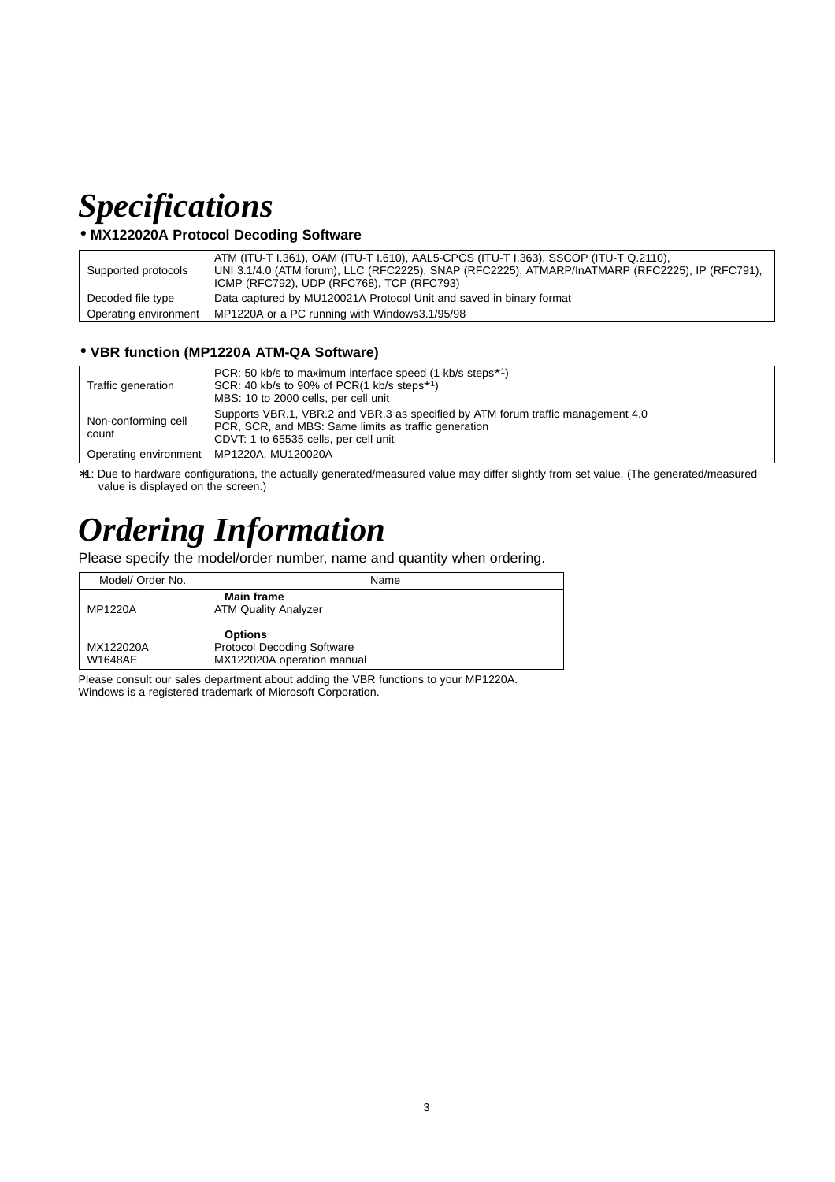# Specifications

## • MX122020A Protocol Decoding Software

| | |
|---|---|
| Supported protocols | ATM (ITU-T I.361), OAM (ITU-T I.610), AAL5-CPCS (ITU-T I.363), SSCOP (ITU-T Q.2110), UNI 3.1/4.0 (ATM forum), LLC (RFC2225), SNAP (RFC2225), ATMARP/InATMARP (RFC2225), IP (RFC791), ICMP (RFC792), UDP (RFC768), TCP (RFC793) |
| Decoded file type | Data captured by MU120021A Protocol Unit and saved in binary format |
| Operating environment | MP1220A or a PC running with Windows3.1/95/98 |

## • VBR function (MP1220A ATM-QA Software)

| | |
|---|---|
| Traffic generation | PCR: 50 kb/s to maximum interface speed (1 kb/s steps*1)<br>SCR: 40 kb/s to 90% of PCR(1 kb/s steps*1)<br>MBS: 10 to 2000 cells, per cell unit |
| Non-conforming cell count | Supports VBR.1, VBR.2 and VBR.3 as specified by ATM forum traffic management 4.0<br>PCR, SCR, and MBS: Same limits as traffic generation<br>CDVT: 1 to 65535 cells, per cell unit |
| Operating environment | MP1220A, MU120020A |

*1: Due to hardware configurations, the actually generated/measured value may differ slightly from set value. (The generated/measured value is displayed on the screen.)

# Ordering Information

Please specify the model/order number, name and quantity when ordering.

| Model/ Order No. | Name |
|---|---|
| | **Main frame** |
| MP1220A | ATM Quality Analyzer |
| | **Options** |
| MX122020A | Protocol Decoding Software |
| W1648AE | MX122020A operation manual |

Please consult our sales department about adding the VBR functions to your MP1220A.
Windows is a registered trademark of Microsoft Corporation.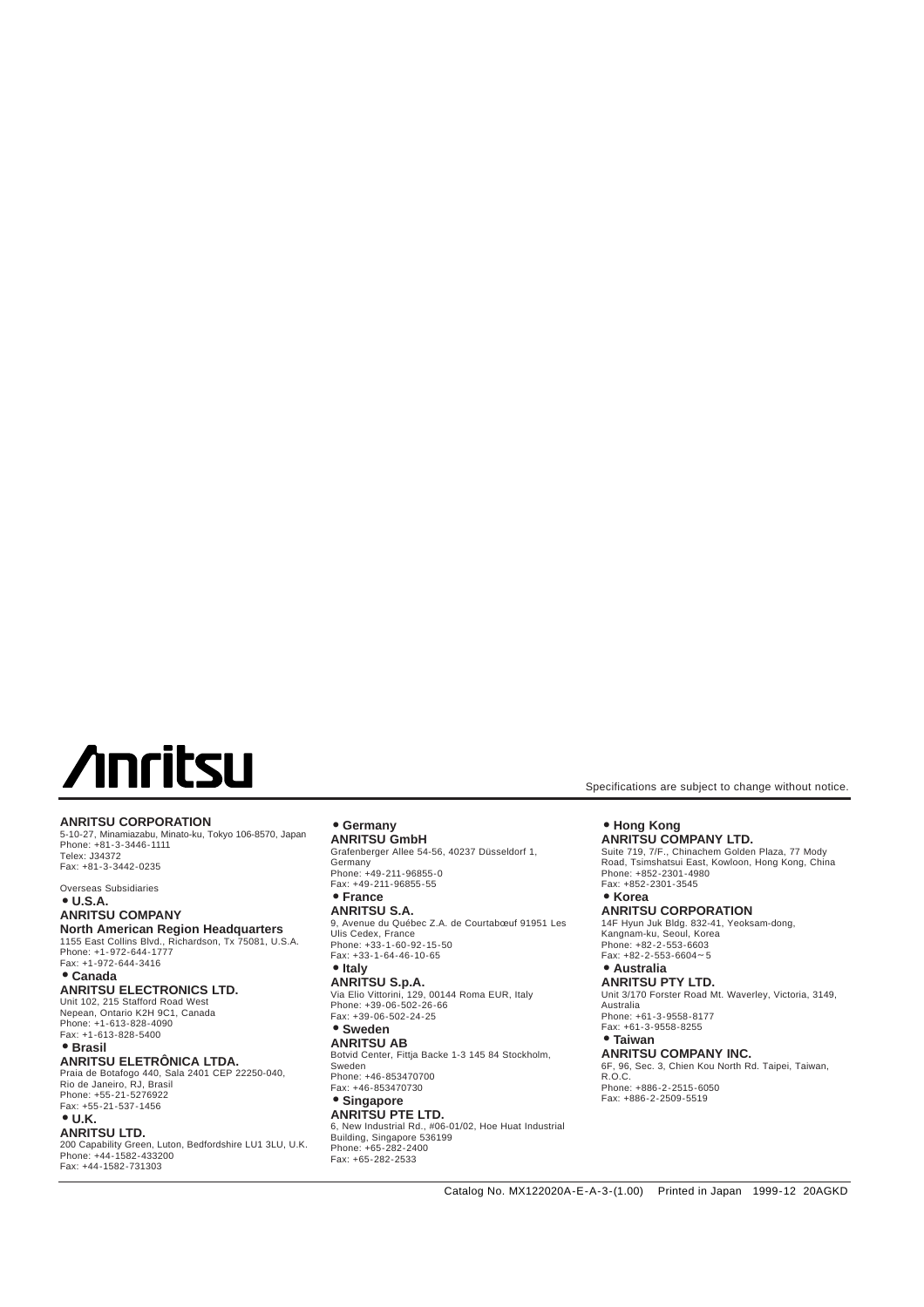# Anritsu

Specifications are subject to change without notice.

**ANRITSU CORPORATION**
5-10-27, Minamiazabu, Minato-ku, Tokyo 106-8570, Japan
Phone: +81-3-3446-1111
Telex: J34372
Fax: +81-3-3442-0235

Overseas Subsidiaries

- **U.S.A.**

**ANRITSU COMPANY**
**North American Region Headquarters**
1155 East Collins Blvd., Richardson, Tx 75081, U.S.A.
Phone: +1-972-644-1777
Fax: +1-972-644-3416

- **Canada**

**ANRITSU ELECTRONICS LTD.**
Unit 102, 215 Stafford Road West
Nepean, Ontario K2H 9C1, Canada
Phone: +1-613-828-4090
Fax: +1-613-828-5400

- **Brasil**

**ANRITSU ELETRÔNICA LTDA.**
Praia de Botafogo 440, Sala 2401 CEP 22250-040,
Rio de Janeiro, RJ, Brasil
Phone: +55-21-5276922
Fax: +55-21-537-1456

- **U.K.**

**ANRITSU LTD.**
200 Capability Green, Luton, Bedfordshire LU1 3LU, U.K.
Phone: +44-1582-433200
Fax: +44-1582-731303

- **Germany**

**ANRITSU GmbH**
Grafenberger Allee 54-56, 40237 Düsseldorf 1,
Germany
Phone: +49-211-96855-0
Fax: +49-211-96855-55

- **France**

**ANRITSU S.A.**
9, Avenue du Québec Z.A. de Courtabœuf 91951 Les Ulis Cedex, France
Phone: +33-1-60-92-15-50
Fax: +33-1-64-46-10-65

- **Italy**

**ANRITSU S.p.A.**
Via Elio Vittorini, 129, 00144 Roma EUR, Italy
Phone: +39-06-502-26-66
Fax: +39-06-502-24-25

- **Sweden**

**ANRITSU AB**
Botvid Center, Fittja Backe 1-3 145 84 Stockholm,
Sweden
Phone: +46-853470700
Fax: +46-853470730

- **Singapore**

**ANRITSU PTE LTD.**
6, New Industrial Rd., #06-01/02, Hoe Huat Industrial Building, Singapore 536199
Phone: +65-282-2400
Fax: +65-282-2533

- **Hong Kong**

**ANRITSU COMPANY LTD.**
Suite 719, 7/F., Chinachem Golden Plaza, 77 Mody Road, Tsimshatsui East, Kowloon, Hong Kong, China
Phone: +852-2301-4980
Fax: +852-2301-3545

- **Korea**

**ANRITSU CORPORATION**
14F Hyun Juk Bldg. 832-41, Yeoksam-dong,
Kangnam-ku, Seoul, Korea
Phone: +82-2-553-6603
Fax: +82-2-553-6604～5

- **Australia**

**ANRITSU PTY LTD.**
Unit 3/170 Forster Road Mt. Waverley, Victoria, 3149,
Australia
Phone: +61-3-9558-8177
Fax: +61-3-9558-8255

- **Taiwan**

**ANRITSU COMPANY INC.**
6F, 96, Sec. 3, Chien Kou North Rd. Taipei, Taiwan,
R.O.C.
Phone: +886-2-2515-6050
Fax: +886-2-2509-5519

Catalog No. MX122020A-E-A-3-(1.00) Printed in Japan 1999-12 20AGKD